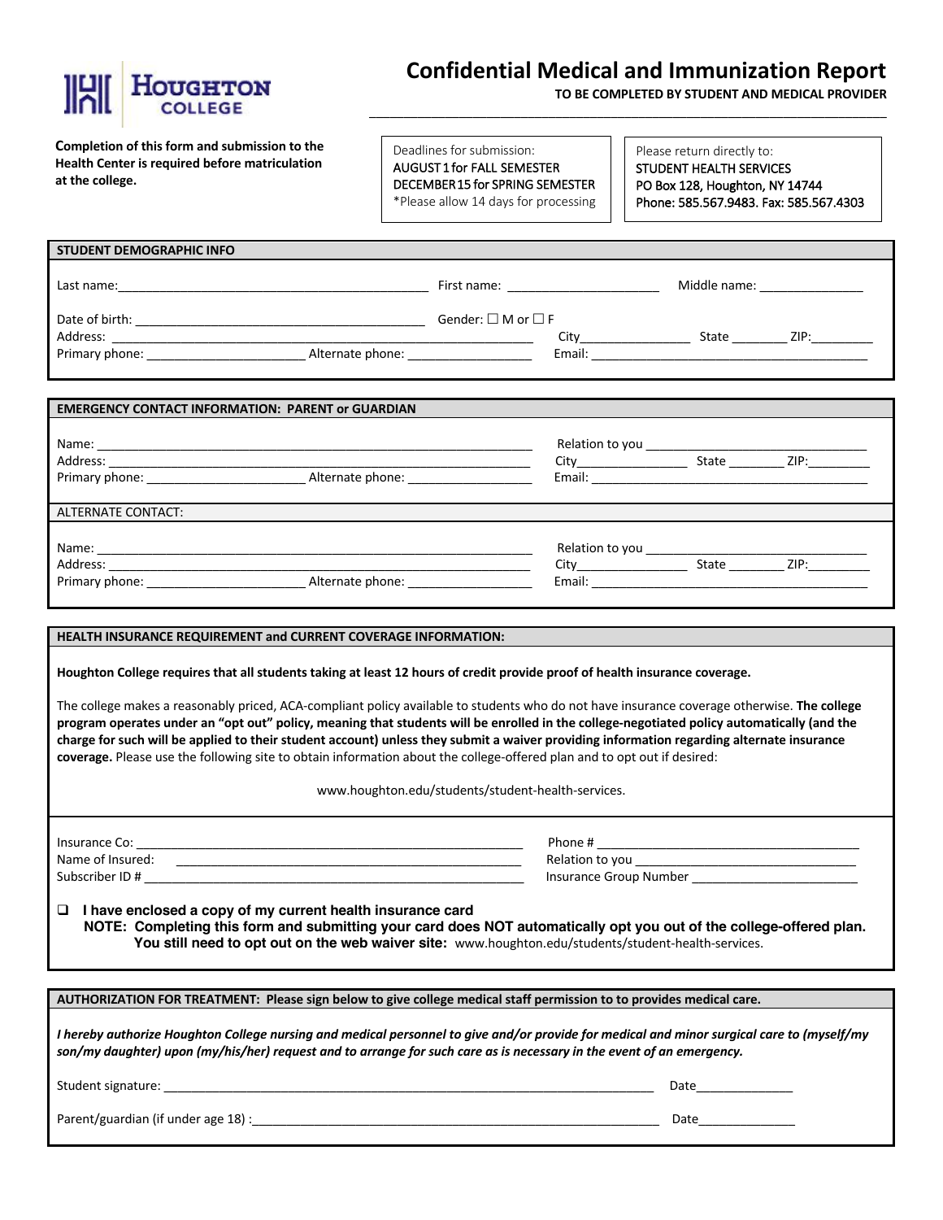HOUGHTON COLLEGE

# Confidential Medical and Immunization Report

**TO BE COMPLETED BY STUDENT AND MEDICAL PROVIDER**

**Completion of this form and submission to the Health Center is required before matriculation at the college.**

Deadlines for submission:
AUGUST 1 for FALL SEMESTER
DECEMBER 15 for SPRING SEMESTER
*Please allow 14 days for processing

Please return directly to:
STUDENT HEALTH SERVICES
PO Box 128, Houghton, NY 14744
Phone: 585.567.9483. Fax: 585.567.4303

## STUDENT DEMOGRAPHIC INFO

Last name:_____________________________ First name: ______________________ Middle name: _______________

Date of birth: ____________________________ Gender: ☐ M or ☐ F

Address: ________________________________________ City_______________ State ________ ZIP:_________

Primary phone: ______________________ Alternate phone: _________________ Email: __________________________

## EMERGENCY CONTACT INFORMATION: PARENT or GUARDIAN

Name: ____________________________________________ Relation to you ______________________________

Address: __________________________________________ City_______________ State ________ ZIP:_________

Primary phone: ______________________ Alternate phone: _________________ Email: __________________________

ALTERNATE CONTACT:

Name: ____________________________________________ Relation to you ______________________________

Address: __________________________________________ City_______________ State ________ ZIP:_________

Primary phone: ______________________ Alternate phone: _________________ Email: __________________________

## HEALTH INSURANCE REQUIREMENT and CURRENT COVERAGE INFORMATION:

**Houghton College requires that all students taking at least 12 hours of credit provide proof of health insurance coverage.**

The college makes a reasonably priced, ACA-compliant policy available to students who do not have insurance coverage otherwise. **The college program operates under an "opt out" policy, meaning that students will be enrolled in the college-negotiated policy automatically (and the charge for such will be applied to their student account) unless they submit a waiver providing information regarding alternate insurance coverage.** Please use the following site to obtain information about the college-offered plan and to opt out if desired:

www.houghton.edu/students/student-health-services.

Insurance Co: ___________________________________ Phone # ______________________________

Name of Insured: ________________________________ Relation to you __________________________

Subscriber ID # _________________________________ Insurance Group Number ___________________

❑ **I have enclosed a copy of my current health insurance card**
**NOTE: Completing this form and submitting your card does NOT automatically opt you out of the college-offered plan. You still need to opt out on the web waiver site:** www.houghton.edu/students/student-health-services.

## AUTHORIZATION FOR TREATMENT: Please sign below to give college medical staff permission to to provides medical care.

*I hereby authorize Houghton College nursing and medical personnel to give and/or provide for medical and minor surgical care to (myself/my son/my daughter) upon (my/his/her) request and to arrange for such care as is necessary in the event of an emergency.*

Student signature: ________________________________________________ Date______________

Parent/guardian (if under age 18) :_________________________________ Date______________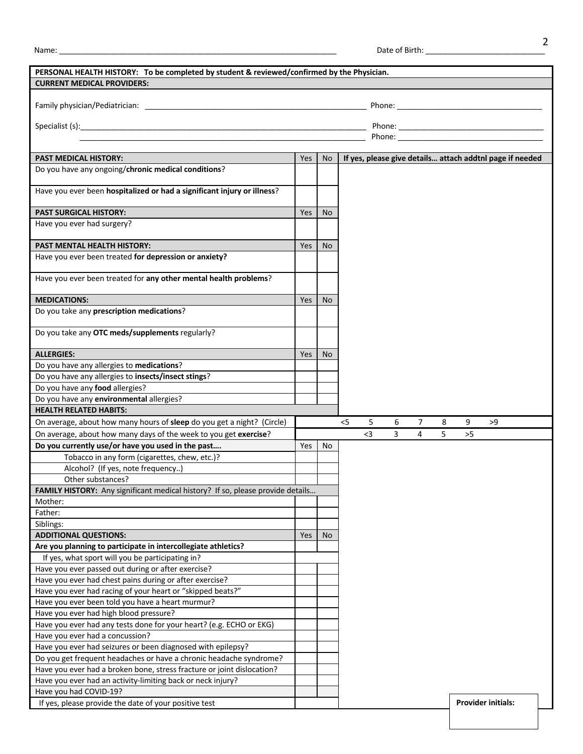Name: ____________________________________________ Date of Birth: ____________________________

**PERSONAL HEALTH HISTORY: To be completed by student & reviewed/confirmed by the Physician.**

**CURRENT MEDICAL PROVIDERS:**

Family physician/Pediatrician: ____________________________________________ Phone: ______________________________

Specialist (s):____________________________________________ Phone: ______________________________

____________________________________________ Phone: ______________________________

| **PAST MEDICAL HISTORY:** | Yes | No | **If yes, please give details… attach addtnl page if needed** |
|---|---|---|---|
| Do you have any ongoing/**chronic medical conditions**? | | | |
| Have you ever been **hospitalized or had a significant injury or illness**? | | | |
| **PAST SURGICAL HISTORY:** | Yes | No | |
| Have you ever had surgery? | | | |
| **PAST MENTAL HEALTH HISTORY:** | Yes | No | |
| Have you ever been treated **for depression or anxiety?** | | | |
| Have you ever been treated for **any other mental health problems**? | | | |
| **MEDICATIONS:** | Yes | No | |
| Do you take any **prescription medications**? | | | |
| Do you take any **OTC meds/supplements** regularly? | | | |
| **ALLERGIES:** | Yes | No | |
| Do you have any allergies to **medications**? | | | |
| Do you have any allergies to **insects/insect stings**? | | | |
| Do you have any **food** allergies? | | | |
| Do you have any **environmental** allergies? | | | |
| **HEALTH RELATED HABITS:** | | | |
| On average, about how many hours of **sleep** do you get a night? (Circle) | | | <5 5 6 7 8 9 >9 |
| On average, about how many days of the week to you get **exercise**? | | | <3 3 4 5 >5 |
| **Do you currently use/or have you used in the past….** | Yes | No | |
| Tobacco in any form (cigarettes, chew, etc.)? | | | |
| Alcohol? (If yes, note frequency..) | | | |
| Other substances? | | | |
| **FAMILY HISTORY:** Any significant medical history? If so, please provide details… | | | |
| Mother: | | | |
| Father: | | | |
| Siblings: | | | |
| **ADDITIONAL QUESTIONS:** | Yes | No | |
| **Are you planning to participate in intercollegiate athletics?** | | | |
| If yes, what sport will you be participating in? | | | |
| Have you ever passed out during or after exercise? | | | |
| Have you ever had chest pains during or after exercise? | | | |
| Have you ever had racing of your heart or "skipped beats?" | | | |
| Have you ever been told you have a heart murmur? | | | |
| Have you ever had high blood pressure? | | | |
| Have you ever had any tests done for your heart? (e.g. ECHO or EKG) | | | |
| Have you ever had a concussion? | | | |
| Have you ever had seizures or been diagnosed with epilepsy? | | | |
| Do you get frequent headaches or have a chronic headache syndrome? | | | |
| Have you ever had a broken bone, stress fracture or joint dislocation? | | | |
| Have you ever had an activity-limiting back or neck injury? | | | |
| Have you had COVID-19? | | | |
| If yes, please provide the date of your positive test | | | **Provider initials:** |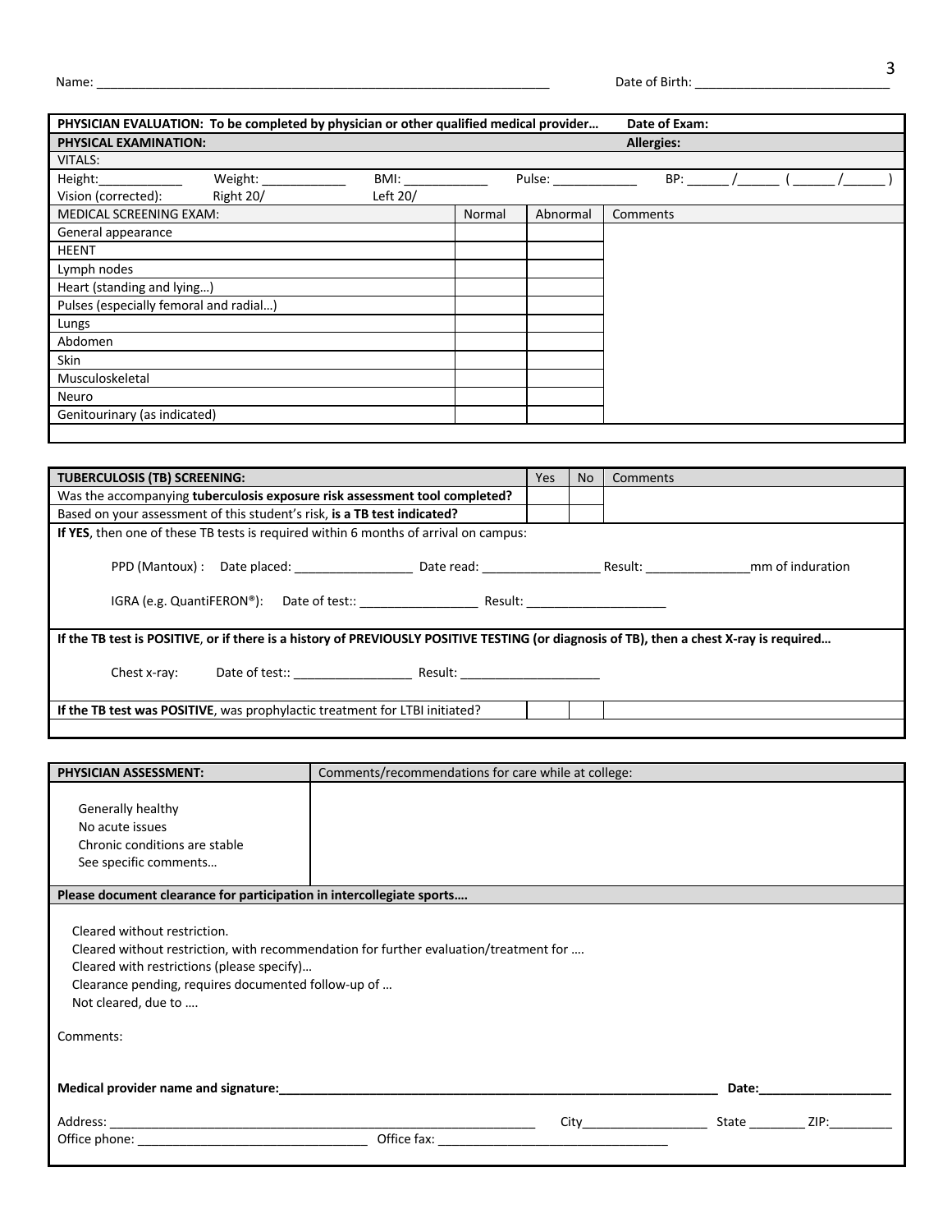Name: ____________________________________________ Date of Birth: ____________________________

| PHYSICIAN EVALUATION: To be completed by physician or other qualified medical provider… | | | Date of Exam: |
|---|---|---|---|
| **PHYSICAL EXAMINATION:** | | | **Allergies:** |
| VITALS: | | | |
| Height:__________ Weight: __________ BMI: __________ Pulse: __________ BP: _____ /_____ ( _____ /_____ ) | | | |
| Vision (corrected): Right 20/ Left 20/ | | | |
| MEDICAL SCREENING EXAM: | Normal | Abnormal | Comments |
| General appearance | | | |
| HEENT | | | |
| Lymph nodes | | | |
| Heart (standing and lying…) | | | |
| Pulses (especially femoral and radial…) | | | |
| Lungs | | | |
| Abdomen | | | |
| Skin | | | |
| Musculoskeletal | | | |
| Neuro | | | |
| Genitourinary (as indicated) | | | |

| **TUBERCULOSIS (TB) SCREENING:** | Yes | No | Comments |
|---|---|---|---|
| Was the accompanying **tuberculosis exposure risk assessment tool completed?** | | | |
| Based on your assessment of this student's risk, **is a TB test indicated?** | | | |

**If YES**, then one of these TB tests is required within 6 months of arrival on campus:

PPD (Mantoux) : Date placed: ________________ Date read: ________________ Result: ______________mm of induration

IGRA (e.g. QuantiFERON®): Date of test:: ________________ Result: ___________________

**If the TB test is POSITIVE**, or if there is a history of **PREVIOUSLY POSITIVE TESTING (or diagnosis of TB), then a chest X-ray is required…**

Chest x-ray: Date of test:: ________________ Result: ___________________

| | Yes | No | Comments |
|---|---|---|---|
| **If the TB test was POSITIVE**, was prophylactic treatment for LTBI initiated? | | | |

| **PHYSICIAN ASSESSMENT:** | Comments/recommendations for care while at college: |
|---|---|
| Generally healthy<br>No acute issues<br>Chronic conditions are stable<br>See specific comments… | |

**Please document clearance for participation in intercollegiate sports….**

Cleared without restriction.
Cleared without restriction, with recommendation for further evaluation/treatment for ….
Cleared with restrictions (please specify)…
Clearance pending, requires documented follow-up of …
Not cleared, due to ….

Comments:

**Medical provider name and signature:**____________________________________________ **Date:**________________

Address: ____________________________________________ City________________ State ________ ZIP:________
Office phone: ______________________________ Office fax: ______________________________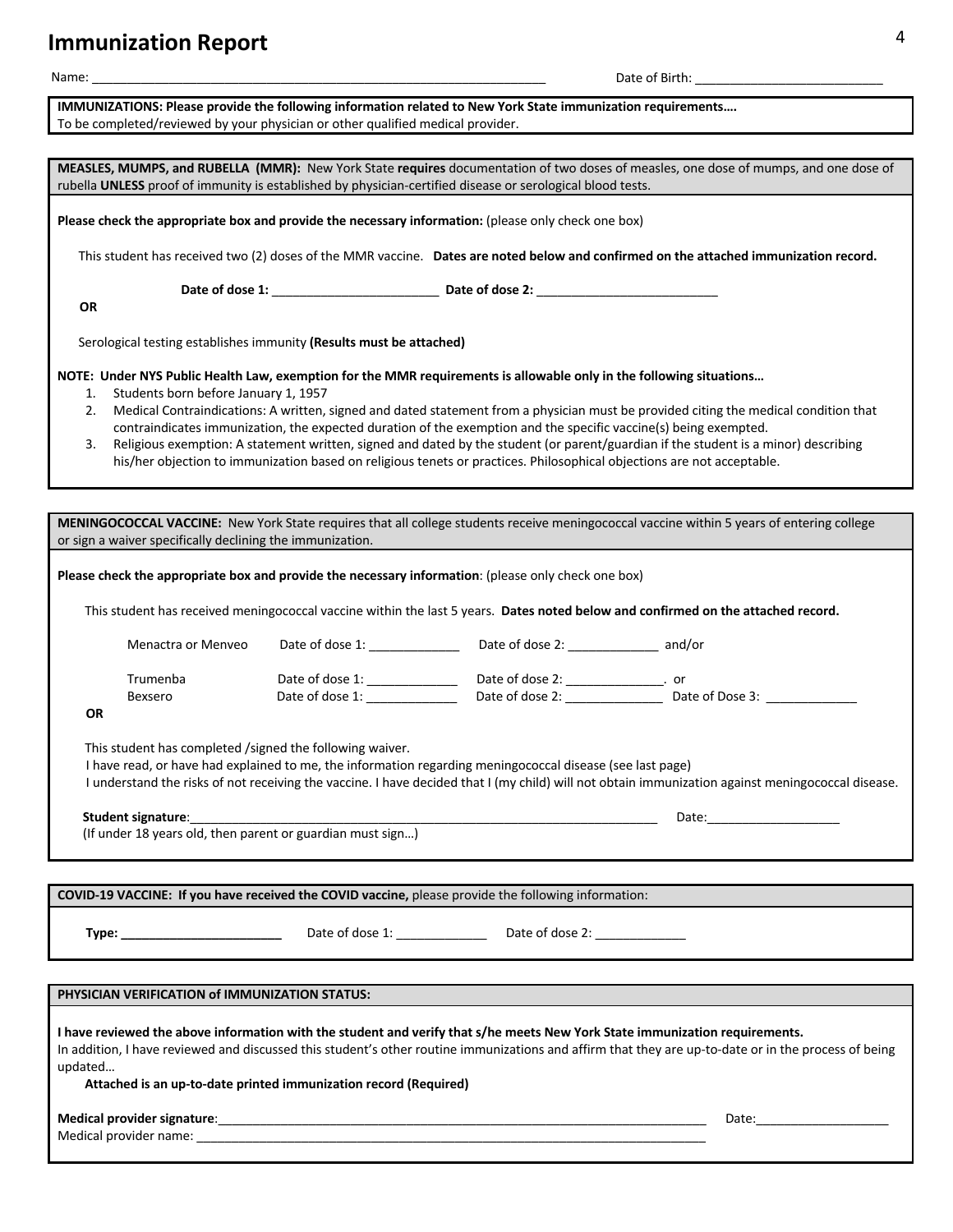# Immunization Report

Name: ___________________________________________________________________ Date of Birth: __________________________

**IMMUNIZATIONS: Please provide the following information related to New York State immunization requirements….**
To be completed/reviewed by your physician or other qualified medical provider.

**MEASLES, MUMPS, and RUBELLA (MMR):** New York State **requires** documentation of two doses of measles, one dose of mumps, and one dose of rubella **UNLESS** proof of immunity is established by physician-certified disease or serological blood tests.

**Please check the appropriate box and provide the necessary information:** (please only check one box)

This student has received two (2) doses of the MMR vaccine. **Dates are noted below and confirmed on the attached immunization record.**

**Date of dose 1:** ________________________ **Date of dose 2:** __________________________

**OR**

Serological testing establishes immunity **(Results must be attached)**

**NOTE: Under NYS Public Health Law, exemption for the MMR requirements is allowable only in the following situations…**

1. Students born before January 1, 1957
2. Medical Contraindications: A written, signed and dated statement from a physician must be provided citing the medical condition that contraindicates immunization, the expected duration of the exemption and the specific vaccine(s) being exempted.
3. Religious exemption: A statement written, signed and dated by the student (or parent/guardian if the student is a minor) describing his/her objection to immunization based on religious tenets or practices. Philosophical objections are not acceptable.

**MENINGOCOCCAL VACCINE:** New York State requires that all college students receive meningococcal vaccine within 5 years of entering college or sign a waiver specifically declining the immunization.

**Please check the appropriate box and provide the necessary information**: (please only check one box)

This student has received meningococcal vaccine within the last 5 years. **Dates noted below and confirmed on the attached record.**

Menactra or Menveo Date of dose 1: _____________ Date of dose 2: _____________ and/or

Trumenba Date of dose 1: _____________ Date of dose 2: ______________. or
Bexsero Date of dose 1: _____________ Date of dose 2: ______________ Date of Dose 3: _____________

**OR**

This student has completed /signed the following waiver.
I have read, or have had explained to me, the information regarding meningococcal disease (see last page)
I understand the risks of not receiving the vaccine. I have decided that I (my child) will not obtain immunization against meningococcal disease.

**Student signature**:______________________________________________________________________ Date:___________________
(If under 18 years old, then parent or guardian must sign…)

**COVID-19 VACCINE: If you have received the COVID vaccine,** please provide the following information:

**Type: ________________________** Date of dose 1: _____________ Date of dose 2: _____________

**PHYSICIAN VERIFICATION of IMMUNIZATION STATUS:**

**I have reviewed the above information with the student and verify that s/he meets New York State immunization requirements.**
In addition, I have reviewed and discussed this student's other routine immunizations and affirm that they are up-to-date or in the process of being updated…

**Attached is an up-to-date printed immunization record (Required)**

**Medical provider signature**:_________________________________________________________________________ Date:___________________
Medical provider name: ____________________________________________________________________________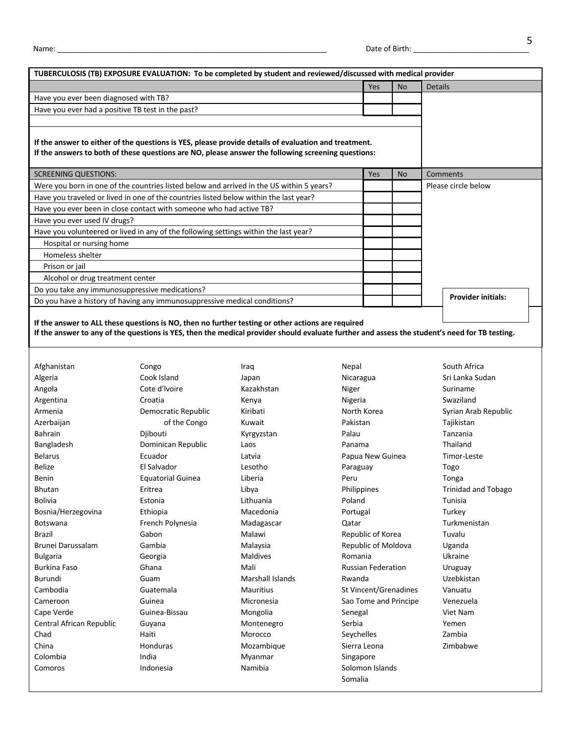Name: ________________________________ Date of Birth: ____________________

| TUBERCULOSIS (TB) EXPOSURE EVALUATION: To be completed by student and reviewed/discussed with medical provider | | | |
|---|---|---|---|
| | Yes | No | Details |
| Have you ever been diagnosed with TB? | | | |
| Have you ever had a positive TB test in the past? | | | |
| | | | |
| **If the answer to either of the questions is YES, please provide details of evaluation and treatment.**<br>**If the answers to both of these questions are NO, please answer the following screening questions:** | | | |
| SCREENING QUESTIONS: | Yes | No | Comments |
| Were you born in one of the countries listed below and arrived in the US within 5 years? | | | Please circle below |
| Have you traveled or lived in one of the countries listed below within the last year? | | | |
| Have you ever been in close contact with someone who had active TB? | | | |
| Have you ever used IV drugs? | | | |
| Have you volunteered or lived in any of the following settings within the last year? | | | |
| Hospital or nursing home | | | |
| Homeless shelter | | | |
| Prison or jail | | | |
| Alcohol or drug treatment center | | | |
| Do you take any immunosuppressive medications? | | | |
| Do you have a history of having any immunosuppressive medical conditions? | | | **Provider initials:** |

**If the answer to ALL these questions is NO, then no further testing or other actions are required**
**If the answer to any of the questions is YES, then the medical provider should evaluate further and assess the student's need for TB testing.**

Afghanistan
Algeria
Angola
Argentina
Armenia
Azerbaijan
Bahrain
Bangladesh
Belarus
Belize
Benin
Bhutan
Bolivia
Bosnia/Herzegovina
Botswana
Brazil
Brunei Darussalam
Bulgaria
Burkina Faso
Burundi
Cambodia
Cameroon
Cape Verde
Central African Republic
Chad
China
Colombia
Comoros
Congo
Cook Island
Cote d'Ivoire
Croatia
Democratic Republic of the Congo
Djibouti
Dominican Republic
Ecuador
El Salvador
Equatorial Guinea
Eritrea
Estonia
Ethiopia
French Polynesia
Gabon
Gambia
Georgia
Ghana
Guam
Guatemala
Guinea
Guinea-Bissau
Guyana
Haiti
Honduras
India
Indonesia
Iraq
Japan
Kazakhstan
Kenya
Kiribati
Kuwait
Kyrgyzstan
Laos
Latvia
Lesotho
Liberia
Libya
Lithuania
Macedonia
Madagascar
Malawi
Malaysia
Maldives
Mali
Marshall Islands
Mauritius
Micronesia
Mongolia
Montenegro
Morocco
Mozambique
Myanmar
Namibia
Nepal
Nicaragua
Niger
Nigeria
North Korea
Pakistan
Palau
Panama
Papua New Guinea
Paraguay
Peru
Philippines
Poland
Portugal
Qatar
Republic of Korea
Republic of Moldova
Romania
Russian Federation
Rwanda
St Vincent/Grenadines
Sao Tome and Principe
Senegal
Serbia
Seychelles
Sierra Leona
Singapore
Solomon Islands
Somalia
South Africa
Sri Lanka Sudan
Suriname
Swaziland
Syrian Arab Republic
Tajikistan
Tanzania
Thailand
Timor-Leste
Togo
Tonga
Trinidad and Tobago
Tunisia
Turkey
Turkmenistan
Tuvalu
Uganda
Ukraine
Uruguay
Uzbekistan
Vanuatu
Venezuela
Viet Nam
Yemen
Zambia
Zimbabwe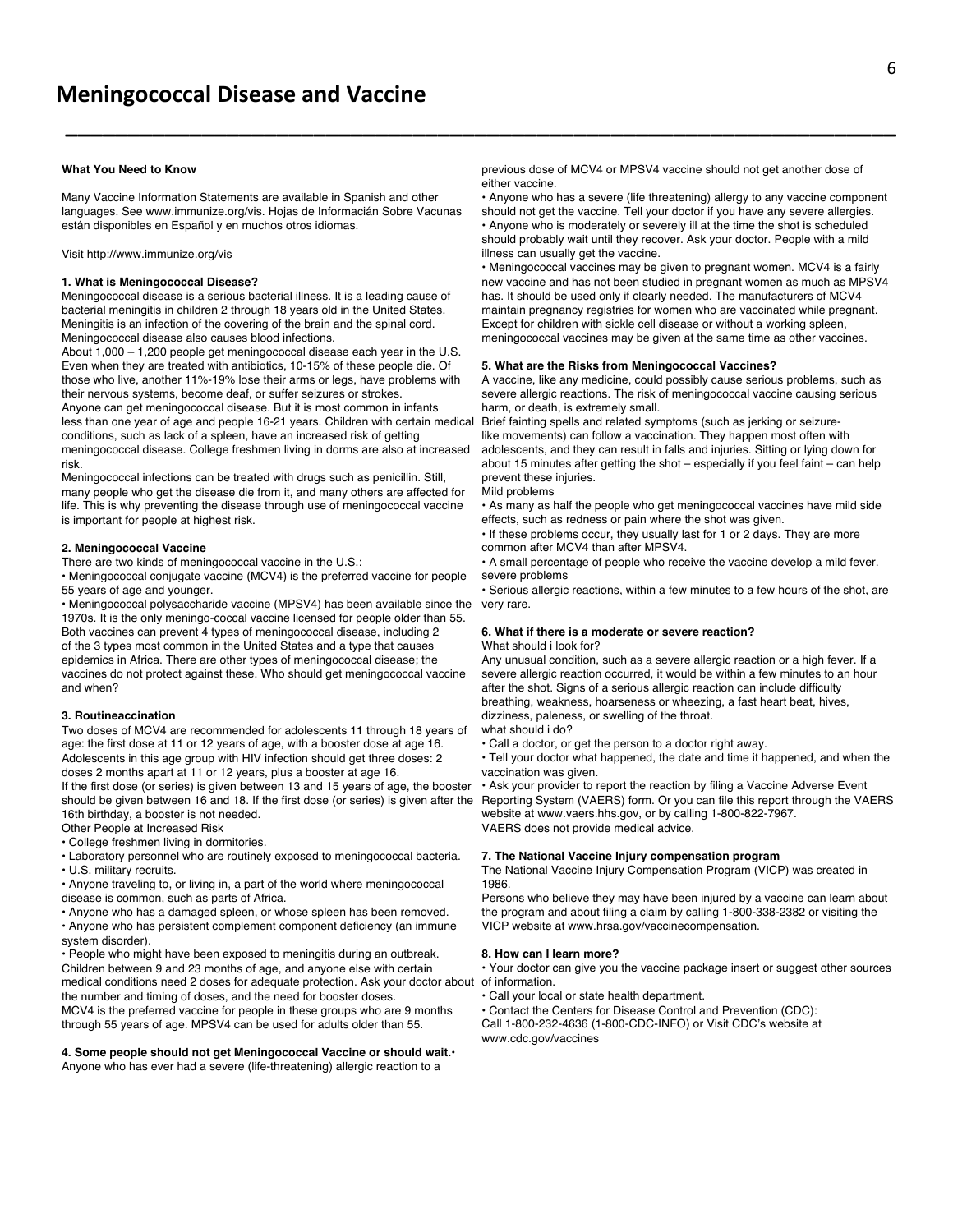# Meningococcal Disease and Vaccine

**What You Need to Know**

Many Vaccine Information Statements are available in Spanish and other languages. See www.immunize.org/vis. Hojas de Información Sobre Vacunas están disponibles en Español y en muchos otros idiomas.

Visit http://www.immunize.org/vis

**1. What is Meningococcal Disease?**

Meningococcal disease is a serious bacterial illness. It is a leading cause of bacterial meningitis in children 2 through 18 years old in the United States. Meningitis is an infection of the covering of the brain and the spinal cord. Meningococcal disease also causes blood infections.

About 1,000 – 1,200 people get meningococcal disease each year in the U.S. Even when they are treated with antibiotics, 10-15% of these people die. Of those who live, another 11%-19% lose their arms or legs, have problems with their nervous systems, become deaf, or suffer seizures or strokes.

Anyone can get meningococcal disease. But it is most common in infants less than one year of age and people 16-21 years. Children with certain medical conditions, such as lack of a spleen, have an increased risk of getting meningococcal disease. College freshmen living in dorms are also at increased risk.

Meningococcal infections can be treated with drugs such as penicillin. Still, many people who get the disease die from it, and many others are affected for life. This is why preventing the disease through use of meningococcal vaccine is important for people at highest risk.

**2. Meningococcal Vaccine**

There are two kinds of meningococcal vaccine in the U.S.:

- Meningococcal conjugate vaccine (MCV4) is the preferred vaccine for people 55 years of age and younger.
- Meningococcal polysaccharide vaccine (MPSV4) has been available since the 1970s. It is the only meningo-coccal vaccine licensed for people older than 55.

Both vaccines can prevent 4 types of meningococcal disease, including 2 of the 3 types most common in the United States and a type that causes epidemics in Africa. There are other types of meningococcal disease; the vaccines do not protect against these. Who should get meningococcal vaccine and when?

**3. Routineaccination**

Two doses of MCV4 are recommended for adolescents 11 through 18 years of age: the first dose at 11 or 12 years of age, with a booster dose at age 16. Adolescents in this age group with HIV infection should get three doses: 2 doses 2 months apart at 11 or 12 years, plus a booster at age 16.

If the first dose (or series) is given between 13 and 15 years of age, the booster should be given between 16 and 18. If the first dose (or series) is given after the 16th birthday, a booster is not needed.

Other People at Increased Risk

- College freshmen living in dormitories.
- Laboratory personnel who are routinely exposed to meningococcal bacteria.
- U.S. military recruits.
- Anyone traveling to, or living in, a part of the world where meningococcal disease is common, such as parts of Africa.
- Anyone who has a damaged spleen, or whose spleen has been removed.
- Anyone who has persistent complement component deficiency (an immune system disorder).
- People who might have been exposed to meningitis during an outbreak.

Children between 9 and 23 months of age, and anyone else with certain medical conditions need 2 doses for adequate protection. Ask your doctor about the number and timing of doses, and the need for booster doses.

MCV4 is the preferred vaccine for people in these groups who are 9 months through 55 years of age. MPSV4 can be used for adults older than 55.

**4. Some people should not get Meningococcal Vaccine or should wait.•**

Anyone who has ever had a severe (life-threatening) allergic reaction to a previous dose of MCV4 or MPSV4 vaccine should not get another dose of either vaccine.

- Anyone who has a severe (life threatening) allergy to any vaccine component should not get the vaccine. Tell your doctor if you have any severe allergies.
- Anyone who is moderately or severely ill at the time the shot is scheduled should probably wait until they recover. Ask your doctor. People with a mild illness can usually get the vaccine.
- Meningococcal vaccines may be given to pregnant women. MCV4 is a fairly new vaccine and has not been studied in pregnant women as much as MPSV4 has. It should be used only if clearly needed. The manufacturers of MCV4 maintain pregnancy registries for women who are vaccinated while pregnant.

Except for children with sickle cell disease or without a working spleen, meningococcal vaccines may be given at the same time as other vaccines.

**5. What are the Risks from Meningococcal Vaccines?**

A vaccine, like any medicine, could possibly cause serious problems, such as severe allergic reactions. The risk of meningococcal vaccine causing serious harm, or death, is extremely small.

Brief fainting spells and related symptoms (such as jerking or seizure-like movements) can follow a vaccination. They happen most often with adolescents, and they can result in falls and injuries. Sitting or lying down for about 15 minutes after getting the shot – especially if you feel faint – can help prevent these injuries.

Mild problems

- As many as half the people who get meningococcal vaccines have mild side effects, such as redness or pain where the shot was given.
- If these problems occur, they usually last for 1 or 2 days. They are more common after MCV4 than after MPSV4.
- A small percentage of people who receive the vaccine develop a mild fever.

severe problems

- Serious allergic reactions, within a few minutes to a few hours of the shot, are very rare.

**6. What if there is a moderate or severe reaction?**

What should i look for?

Any unusual condition, such as a severe allergic reaction or a high fever. If a severe allergic reaction occurred, it would be within a few minutes to an hour after the shot. Signs of a serious allergic reaction can include difficulty breathing, weakness, hoarseness or wheezing, a fast heart beat, hives, dizziness, paleness, or swelling of the throat.

what should i do?

- Call a doctor, or get the person to a doctor right away.
- Tell your doctor what happened, the date and time it happened, and when the vaccination was given.
- Ask your provider to report the reaction by filing a Vaccine Adverse Event Reporting System (VAERS) form. Or you can file this report through the VAERS website at www.vaers.hhs.gov, or by calling 1-800-822-7967.

VAERS does not provide medical advice.

**7. The National Vaccine Injury compensation program**

The National Vaccine Injury Compensation Program (VICP) was created in 1986.

Persons who believe they may have been injured by a vaccine can learn about the program and about filing a claim by calling 1-800-338-2382 or visiting the VICP website at www.hrsa.gov/vaccinecompensation.

**8. How can I learn more?**

- Your doctor can give you the vaccine package insert or suggest other sources of information.
- Call your local or state health department.
- Contact the Centers for Disease Control and Prevention (CDC):

Call 1-800-232-4636 (1-800-CDC-INFO) or Visit CDC's website at www.cdc.gov/vaccines